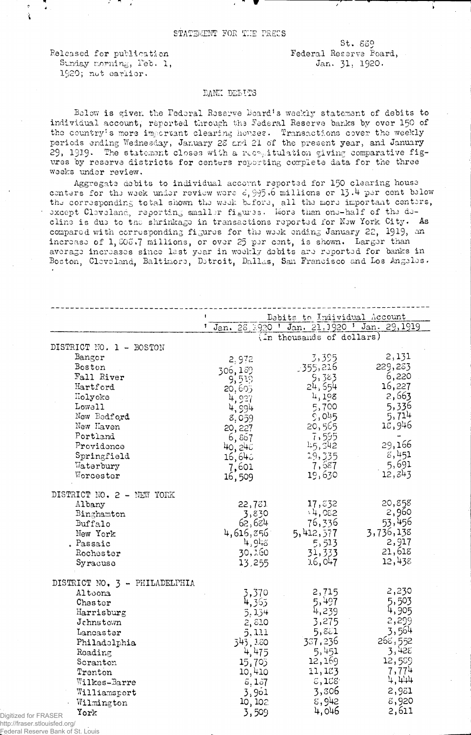STATEMENT FOR THE PRESS

Released for publication Sunday morning, Feb. 1, 1920; not earlier.

St. 889
Federal Reserve Board,
Jan. 31, 1920.

## BANK DEBITS

Below is given the Federal Reserve Board's weekly statement of debits to individual account, reported through the Federal Reserve banks by over 150 of the country's more important clearing houses. Transactions cover the weekly periods ending Wednesday, January 28 and 21 of the present year, and January 29, 1919. The statement closes with a recapitulation giving comparative figures by reserve districts for centers reporting complete data for the three weeks under review.

Aggregate debits to individual account reported for 150 clearing house centers for the week under review were 6,995.6 millions or 13.4 per cent below the corresponding total shown the week before, all the more important centers, except Cleveland, reporting smaller figures. More than one-half of the decline is due to the shrinkage in transactions reported for New York City. As compared with corresponding figures for the week ending January 22, 1919, an increase of 1,808.7 millions, or over 25 per cent, is shown. Larger than average increases since last year in weekly debits are reported for banks in Boston, Cleveland, Baltimore, Detroit, Dallas, San Francisco and Los Angeles.

| | Debits to Individual Account | | |
|---|---|---|---|
| | Jan. 28, 1920 | Jan. 21, 1920 | Jan. 29, 1919 |
| | (In thousands of dollars) | | |
| **DISTRICT NO. 1 - BOSTON** | | | |
| Bangor | 2,972 | 3,395 | 2,131 |
| Boston | 306,189 | 355,216 | 229,283 |
| Fall River | 9,519 | 9,383 | 6,220 |
| Hartford | 20,605 | 24,654 | 16,227 |
| Holyoke | 4,927 | 4,198 | 2,663 |
| Lowell | 4,994 | 5,700 | 5,336 |
| New Bedford | 8,059 | 9,045 | 5,714 |
| New Haven | 20,227 | 20,565 | 18,946 |
| Portland | 6,867 | 7,595 | - |
| Providence | 40,248 | 45,342 | 29,166 |
| Springfield | 16,648 | 19,335 | 8,451 |
| Waterbury | 7,601 | 7,687 | 5,691 |
| Worcester | 16,509 | 19,630 | 12,843 |
| **DISTRICT NO. 2 - NEW YORK** | | | |
| Albany | 22,781 | 17,832 | 20,858 |
| Binghamton | 3,830 | 4,082 | 2,960 |
| Buffalo | 62,684 | 76,336 | 53,456 |
| New York | 4,616,856 | 5,412,377 | 3,736,138 |
| Passaic | 4,948 | 5,513 | 2,917 |
| Rochester | 30,160 | 31,333 | 21,618 |
| Syracuse | 13,255 | 16,047 | 12,438 |
| **DISTRICT NO. 3 - PHILADELPHIA** | | | |
| Altoona | 3,370 | 2,715 | 2,230 |
| Chester | 4,365 | 5,497 | 5,503 |
| Harrisburg | 5,134 | 4,239 | 4,905 |
| Johnstown | 2,810 | 3,275 | 2,299 |
| Lancaster | 5,111 | 5,881 | 3,564 |
| Philadelphia | 343,180 | 387,236 | 268,552 |
| Reading | 4,475 | 5,451 | 3,428 |
| Scranton | 15,705 | 12,169 | 12,589 |
| Trenton | 10,410 | 11,183 | 7,774 |
| Wilkes-Barre | 8,187 | 8,108 | 4,444 |
| Williamsport | 3,961 | 3,806 | 2,981 |
| Wilmington | 10,102 | 8,942 | 8,920 |
| York | 3,509 | 4,046 | 2,611 |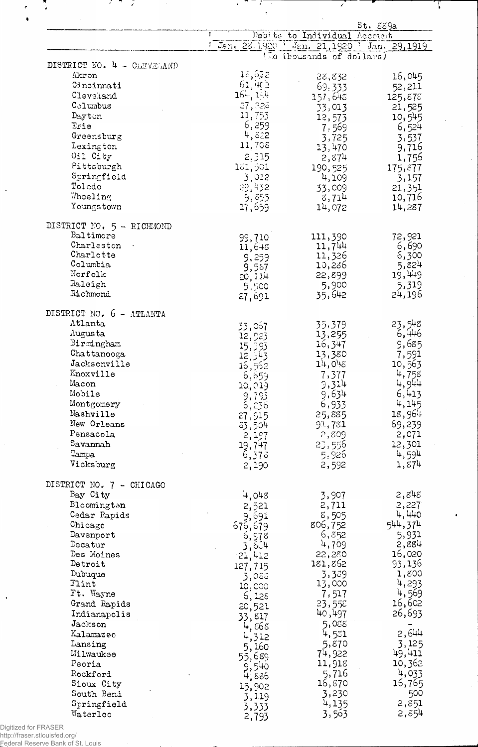St. 889a

| | Debits to Individual Account | | |
|---|---|---|---|
| | Jan. 28, 1920 | Jan. 21, 1920 | Jan. 29, 1919 |
| | (In thousands of dollars) | | |
| DISTRICT NO. 4 - CLEVELAND | | | |
| Akron | 18,632 | 28,832 | 16,045 |
| Cincinnati | 61,403 | 69,333 | 52,211 |
| Cleveland | 164,154 | 157,648 | 125,878 |
| Columbus | 27,228 | 33,013 | 21,525 |
| Dayton | 11,753 | 12,573 | 10,545 |
| Erie | 6,259 | 7,569 | 6,524 |
| Greensburg | 4,822 | 3,725 | 3,537 |
| Lexington | 11,708 | 13,470 | 9,716 |
| Oil City | 2,315 | 2,874 | 1,756 |
| Pittsburgh | 181,501 | 190,525 | 175,877 |
| Springfield | 3,012 | 4,109 | 3,157 |
| Toledo | 29,432 | 33,009 | 21,351 |
| Wheeling | 9,855 | 8,714 | 10,716 |
| Youngstown | 17,659 | 14,072 | 14,287 |
| DISTRICT NO. 5 - RICHMOND | | | |
| Baltimore | 99,710 | 111,390 | 72,921 |
| Charleston | 11,648 | 11,744 | 6,690 |
| Charlotte | 9,259 | 11,326 | 6,300 |
| Columbia | 9,587 | 10,286 | 5,824 |
| Norfolk | 20,114 | 22,899 | 19,449 |
| Raleigh | 5,500 | 5,900 | 5,319 |
| Richmond | 27,691 | 35,642 | 24,196 |
| DISTRICT NO. 6 - ATLANTA | | | |
| Atlanta | 33,067 | 35,379 | 23,548 |
| Augusta | 12,923 | 13,255 | 6,446 |
| Birmingham | 15,393 | 16,347 | 9,685 |
| Chattanooga | 12,543 | 13,380 | 7,591 |
| Jacksonville | 16,562 | 14,048 | 10,563 |
| Knoxville | 6,659 | 7,377 | 4,758 |
| Macon | 10,019 | 9,314 | 4,944 |
| Mobile | 9,795 | 9,634 | 6,413 |
| Montgomery | 6,236 | 6,933 | 4,145 |
| Nashville | 27,915 | 25,885 | 18,964 |
| New Orleans | 83,504 | 91,781 | 69,239 |
| Pensacola | 2,197 | 2,809 | 2,071 |
| Savannah | 19,747 | 23,556 | 12,301 |
| Tampa | 6,378 | 5,926 | 4,594 |
| Vicksburg | 2,190 | 2,592 | 1,874 |
| DISTRICT NO. 7 - CHICAGO | | | |
| Bay City | 4,048 | 3,907 | 2,848 |
| Bloomington | 2,521 | 2,711 | 2,227 |
| Cedar Rapids | 9,691 | 8,505 | 4,440 |
| Chicago | 676,679 | 806,752 | 544,374 |
| Davenport | 6,978 | 6,852 | 5,931 |
| Decatur | 3,604 | 4,709 | 2,884 |
| Des Moines | 21,412 | 22,280 | 16,020 |
| Detroit | 127,715 | 181,862 | 93,136 |
| Dubuque | 3,088 | 3,309 | 1,800 |
| Flint | 10,000 | 13,000 | 4,293 |
| Ft. Wayne | 6,128 | 7,517 | 4,569 |
| Grand Rapids | 20,521 | 23,558 | 16,602 |
| Indianapolis | 33,817 | 40,497 | 26,693 |
| Jackson | 4,868 | 5,088 | - |
| Kalamazoo | 4,312 | 4,531 | 2,644 |
| Lansing | 5,160 | 5,870 | 3,125 |
| Milwaukee | 55,689 | 74,922 | 49,411 |
| Peoria | 9,540 | 11,918 | 10,362 |
| Rockford | 4,886 | 5,716 | 4,033 |
| Sioux City | 15,902 | 16,870 | 16,765 |
| South Bend | 3,119 | 3,230 | 500 |
| Springfield | 3,333 | 4,135 | 2,851 |
| Waterloo | 2,793 | 3,563 | 2,854 |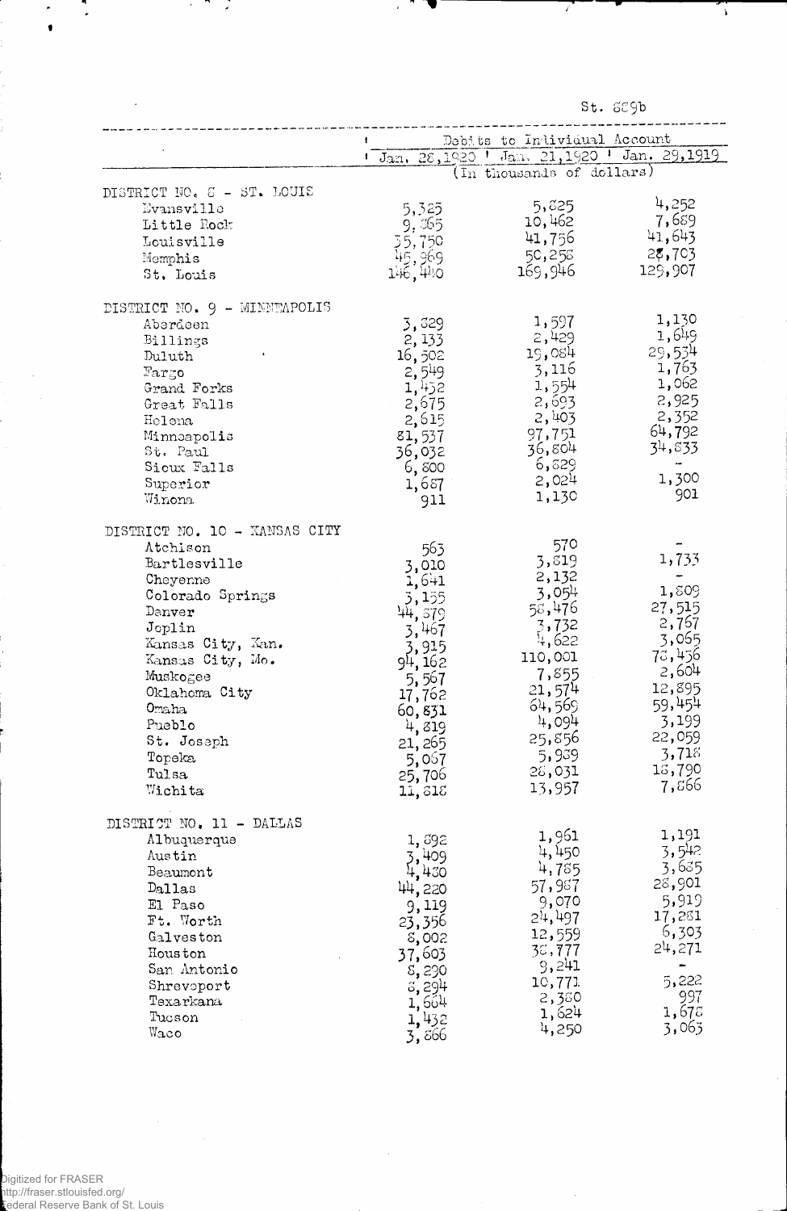St. 889b

| | Debits to Individual Account | | |
|---|---|---|---|
| | Jan. 28, 1920 | Jan. 21, 1920 | Jan. 29, 1919 |
| | (In thousands of dollars) | | |
| DISTRICT NO. 8 - ST. LOUIS | | | |
| Evansville | 5,325 | 5,825 | 4,252 |
| Little Rock | 9,365 | 10,462 | 7,689 |
| Louisville | 35,750 | 41,756 | 41,643 |
| Memphis | 45,969 | 50,258 | 28,703 |
| St. Louis | 146,440 | 169,946 | 129,907 |
| DISTRICT NO. 9 - MINNEAPOLIS | | | |
| Aberdeen | 3,829 | 1,597 | 1,130 |
| Billings | 2,133 | 2,429 | 1,649 |
| Duluth | 16,502 | 19,084 | 29,534 |
| Fargo | 2,549 | 3,116 | 1,763 |
| Grand Forks | 1,452 | 1,554 | 1,062 |
| Great Falls | 2,675 | 2,693 | 2,925 |
| Helena | 2,615 | 2,403 | 2,352 |
| Minneapolis | 81,537 | 97,751 | 64,792 |
| St. Paul | 36,032 | 36,804 | 34,833 |
| Sioux Falls | 6,800 | 6,829 | - |
| Superior | 1,687 | 2,024 | 1,300 |
| Winona | 911 | 1,130 | 901 |
| DISTRICT NO. 10 - KANSAS CITY | | | |
| Atchison | 563 | 570 | - |
| Bartlesville | 3,010 | 3,819 | 1,733 |
| Cheyenne | 1,641 | 2,132 | - |
| Colorado Springs | 3,155 | 3,054 | 1,809 |
| Denver | 44,879 | 58,476 | 27,515 |
| Joplin | 3,467 | 3,732 | 2,767 |
| Kansas City, Kan. | 3,915 | 4,622 | 3,065 |
| Kansas City, Mo. | 94,162 | 110,001 | 78,436 |
| Muskogee | 5,567 | 7,855 | 2,604 |
| Oklahoma City | 17,762 | 21,574 | 12,895 |
| Omaha | 60,831 | 64,569 | 59,454 |
| Pueblo | 4,819 | 4,094 | 3,199 |
| St. Joseph | 21,265 | 25,856 | 22,059 |
| Topeka | 5,067 | 5,939 | 3,718 |
| Tulsa | 25,706 | 28,031 | 18,790 |
| Wichita | 11,818 | 13,957 | 7,866 |
| DISTRICT NO. 11 - DALLAS | | | |
| Albuquerque | 1,892 | 1,961 | 1,191 |
| Austin | 3,409 | 4,450 | 3,542 |
| Beaumont | 4,430 | 4,785 | 3,685 |
| Dallas | 44,220 | 57,987 | 28,901 |
| El Paso | 9,119 | 9,070 | 5,919 |
| Ft. Worth | 23,356 | 24,497 | 17,281 |
| Galveston | 8,002 | 12,559 | 6,303 |
| Houston | 37,603 | 38,777 | 24,271 |
| San Antonio | 8,290 | 9,241 | - |
| Shreveport | 8,294 | 10,771 | 5,222 |
| Texarkana | 1,664 | 2,380 | 997 |
| Tucson | 1,432 | 1,624 | 1,678 |
| Waco | 3,866 | 4,250 | 3,063 |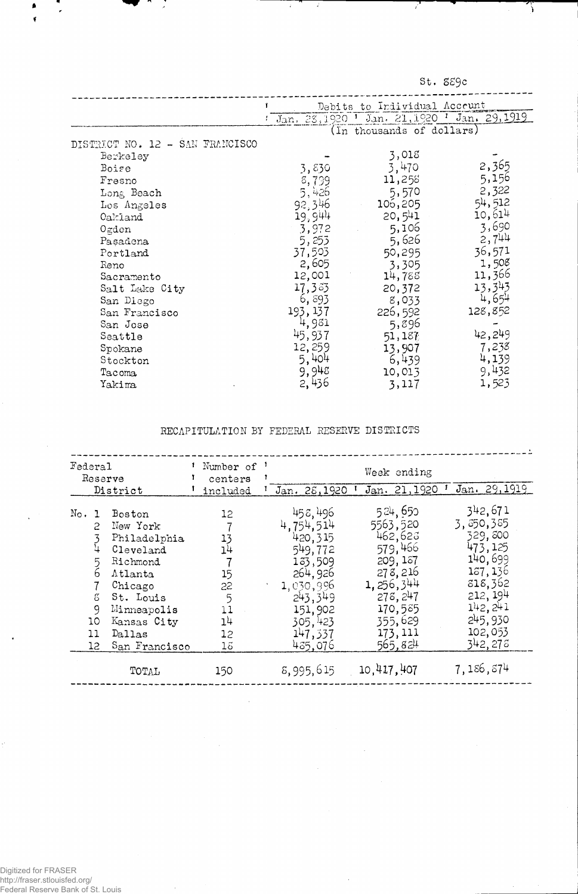St. 889c

| | Debits to Individual Account | | |
|---|---|---|---|
| | Jan. 28,1920 | Jan. 21,1920 | Jan. 29,1919 |
| | (In thousands of dollars) | | |
| DISTRICT NO. 12 - SAN FRANCISCO | | | |
| Berkeley | - | 3,018 | - |
| Boise | 3,830 | 3,470 | 2,365 |
| Fresno | 8,799 | 11,258 | 5,156 |
| Long Beach | 5,425 | 5,570 | 2,322 |
| Los Angeles | 92,346 | 106,205 | 54,512 |
| Oakland | 19,944 | 20,541 | 10,614 |
| Ogden | 3,972 | 5,106 | 3,690 |
| Pasadena | 5,253 | 5,626 | 2,744 |
| Portland | 37,503 | 50,295 | 36,571 |
| Reno | 2,605 | 3,305 | 1,508 |
| Sacramento | 12,001 | 14,788 | 11,366 |
| Salt Lake City | 17,383 | 20,372 | 13,343 |
| San Diego | 6,893 | 8,033 | 4,654 |
| San Francisco | 193,137 | 226,592 | 128,852 |
| San Jose | 4,981 | 5,896 | - |
| Seattle | 45,937 | 51,187 | 42,249 |
| Spokane | 12,259 | 13,907 | 7,238 |
| Stockton | 5,404 | 6,439 | 4,139 |
| Tacoma | 9,948 | 10,013 | 9,432 |
| Yakima | 2,436 | 3,117 | 1,523 |

RECAPITULATION BY FEDERAL RESERVE DISTRICTS

| Federal Reserve District | Number of centers included | Week ending | | |
|---|---|---|---|---|
| | | Jan. 28,1920 | Jan. 21,1920 | Jan. 29,1919 |
| No. 1 Boston | 12 | 458,496 | 524,650 | 342,671 |
| 2 New York | 7 | 4,754,514 | 5563,520 | 3,850,385 |
| 3 Philadelphia | 13 | 420,315 | 462,628 | 329,800 |
| 4 Cleveland | 14 | 549,772 | 579,466 | 473,125 |
| 5 Richmond | 7 | 183,509 | 209,187 | 140,699 |
| 6 Atlanta | 15 | 264,926 | 278,216 | 187,136 |
| 7 Chicago | 22 | 1,030,996 | 1,256,344 | 818,362 |
| 8 St. Louis | 5 | 243,349 | 278,247 | 212,194 |
| 9 Minneapolis | 11 | 151,902 | 170,585 | 142,241 |
| 10 Kansas City | 14 | 305,423 | 355,629 | 245,930 |
| 11 Dallas | 12 | 147,337 | 173,111 | 102,033 |
| 12 San Francisco | 18 | 485,076 | 565,824 | 342,278 |
| TOTAL | 150 | 8,995,615 | 10,417,407 | 7,186,874 |